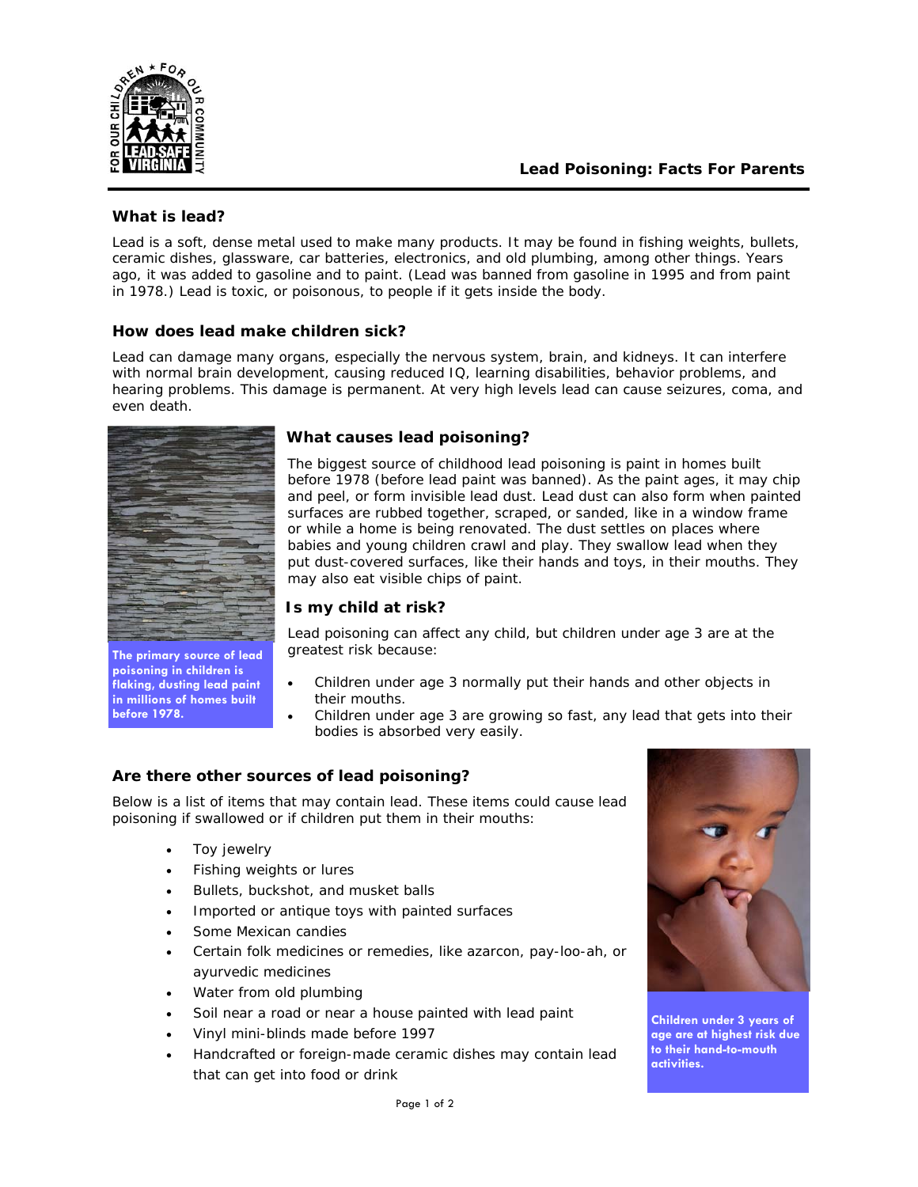# Lead Poisoning: Facts For Parents

## What is lead?

Lead is a soft, dense metal used to make many products. It may be found in fishing weights, bullets, ceramic dishes, glassware, car batteries, electronics, and old plumbing, among other things. Years ago, it was added to gasoline and to paint. (Lead was banned from gasoline in 1995 and from paint in 1978.) Lead is toxic, or poisonous, to people if it gets inside the body.

## How does lead make children sick?

Lead can damage many organs, especially the nervous system, brain, and kidneys. It can interfere with normal brain development, causing reduced IQ, learning disabilities, behavior problems, and hearing problems. This damage is permanent. At very high levels lead can cause seizures, coma, and even death.

**The primary source of lead poisoning in children is flaking, dusting lead paint in millions of homes built before 1978.**

## What causes lead poisoning?

The biggest source of childhood lead poisoning is paint in homes built before 1978 (before lead paint was banned). As the paint ages, it may chip and peel, or form invisible lead dust. Lead dust can also form when painted surfaces are rubbed together, scraped, or sanded, like in a window frame or while a home is being renovated. The dust settles on places where babies and young children crawl and play. They swallow lead when they put dust-covered surfaces, like their hands and toys, in their mouths. They may also eat visible chips of paint.

## Is my child at risk?

Lead poisoning can affect any child, but children under age 3 are at the greatest risk because:

- Children under age 3 normally put their hands and other objects in their mouths.
- Children under age 3 are growing so fast, any lead that gets into their bodies is absorbed very easily.

## Are there other sources of lead poisoning?

Below is a list of items that may contain lead. These items could cause lead poisoning if swallowed or if children put them in their mouths:

- Toy jewelry
- Fishing weights or lures
- Bullets, buckshot, and musket balls
- Imported or antique toys with painted surfaces
- Some Mexican candies
- Certain folk medicines or remedies, like azarcon, pay-loo-ah, or ayurvedic medicines
- Water from old plumbing
- Soil near a road or near a house painted with lead paint
- Vinyl mini-blinds made before 1997
- Handcrafted or foreign-made ceramic dishes may contain lead that can get into food or drink

**Children under 3 years of age are at highest risk due to their hand-to-mouth activities.**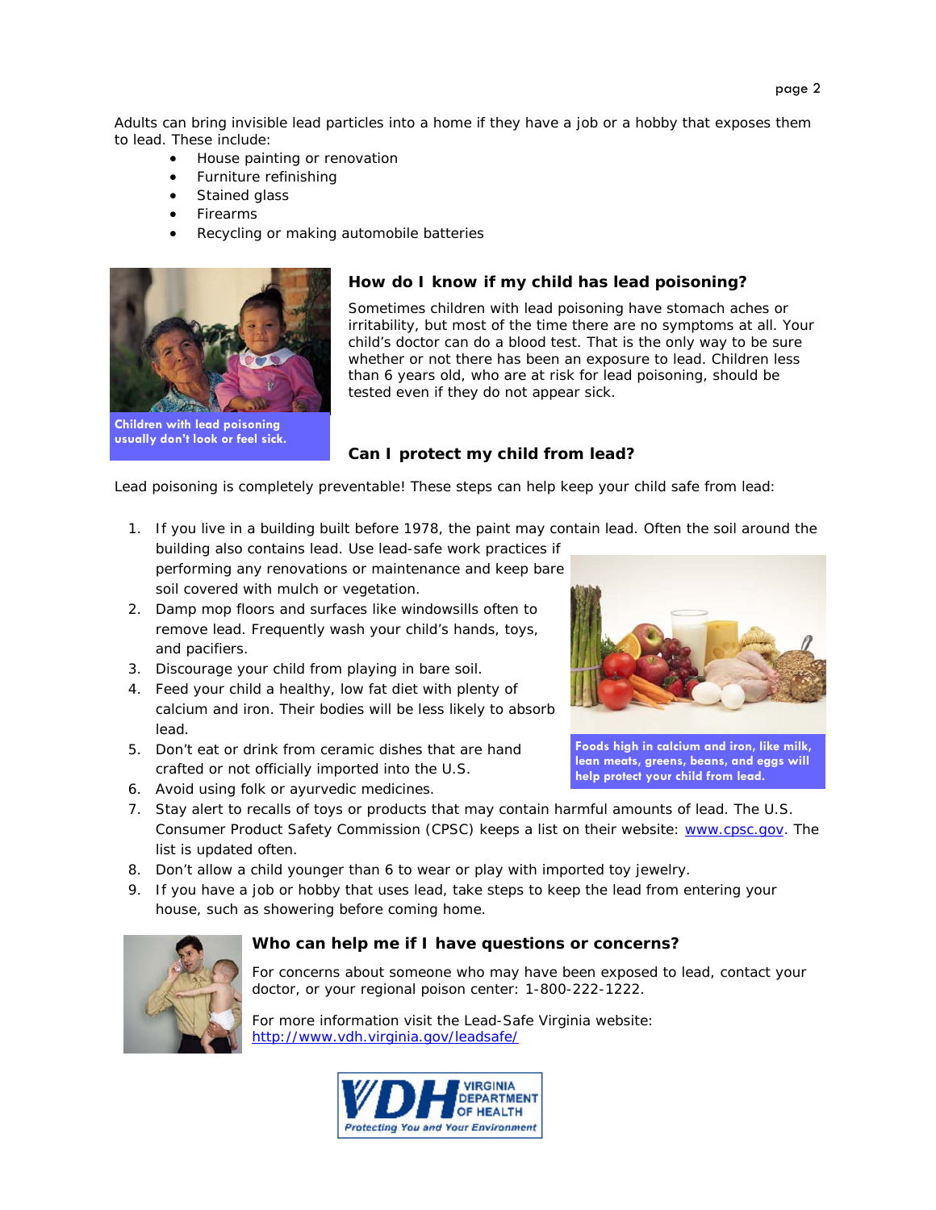Adults can bring invisible lead particles into a home if they have a job or a hobby that exposes them to lead. These include:

- House painting or renovation
- Furniture refinishing
- Stained glass
- Firearms
- Recycling or making automobile batteries

Children with lead poisoning usually don't look or feel sick.

## How do I know if my child has lead poisoning?

Sometimes children with lead poisoning have stomach aches or irritability, but most of the time there are no symptoms at all. Your child's doctor can do a blood test. That is the only way to be sure whether or not there has been an exposure to lead. Children less than 6 years old, who are at risk for lead poisoning, should be tested even if they do not appear sick.

## Can I protect my child from lead?

Lead poisoning is completely preventable! These steps can help keep your child safe from lead:

1. If you live in a building built before 1978, the paint may contain lead. Often the soil around the building also contains lead. Use lead-safe work practices if performing any renovations or maintenance and keep bare soil covered with mulch or vegetation.
2. Damp mop floors and surfaces like windowsills often to remove lead. Frequently wash your child's hands, toys, and pacifiers.
3. Discourage your child from playing in bare soil.
4. Feed your child a healthy, low fat diet with plenty of calcium and iron. Their bodies will be less likely to absorb lead.
5. Don't eat or drink from ceramic dishes that are hand crafted or not officially imported into the U.S.
6. Avoid using folk or ayurvedic medicines.
7. Stay alert to recalls of toys or products that may contain harmful amounts of lead. The U.S. Consumer Product Safety Commission (CPSC) keeps a list on their website: www.cpsc.gov. The list is updated often.
8. Don't allow a child younger than 6 to wear or play with imported toy jewelry.
9. If you have a job or hobby that uses lead, take steps to keep the lead from entering your house, such as showering before coming home.

Foods high in calcium and iron, like milk, lean meats, greens, beans, and eggs will help protect your child from lead.

## Who can help me if I have questions or concerns?

For concerns about someone who may have been exposed to lead, contact your doctor, or your regional poison center: 1-800-222-1222.

For more information visit the Lead-Safe Virginia website: http://www.vdh.virginia.gov/leadsafe/

VDH VIRGINIA DEPARTMENT OF HEALTH
*Protecting You and Your Environment*